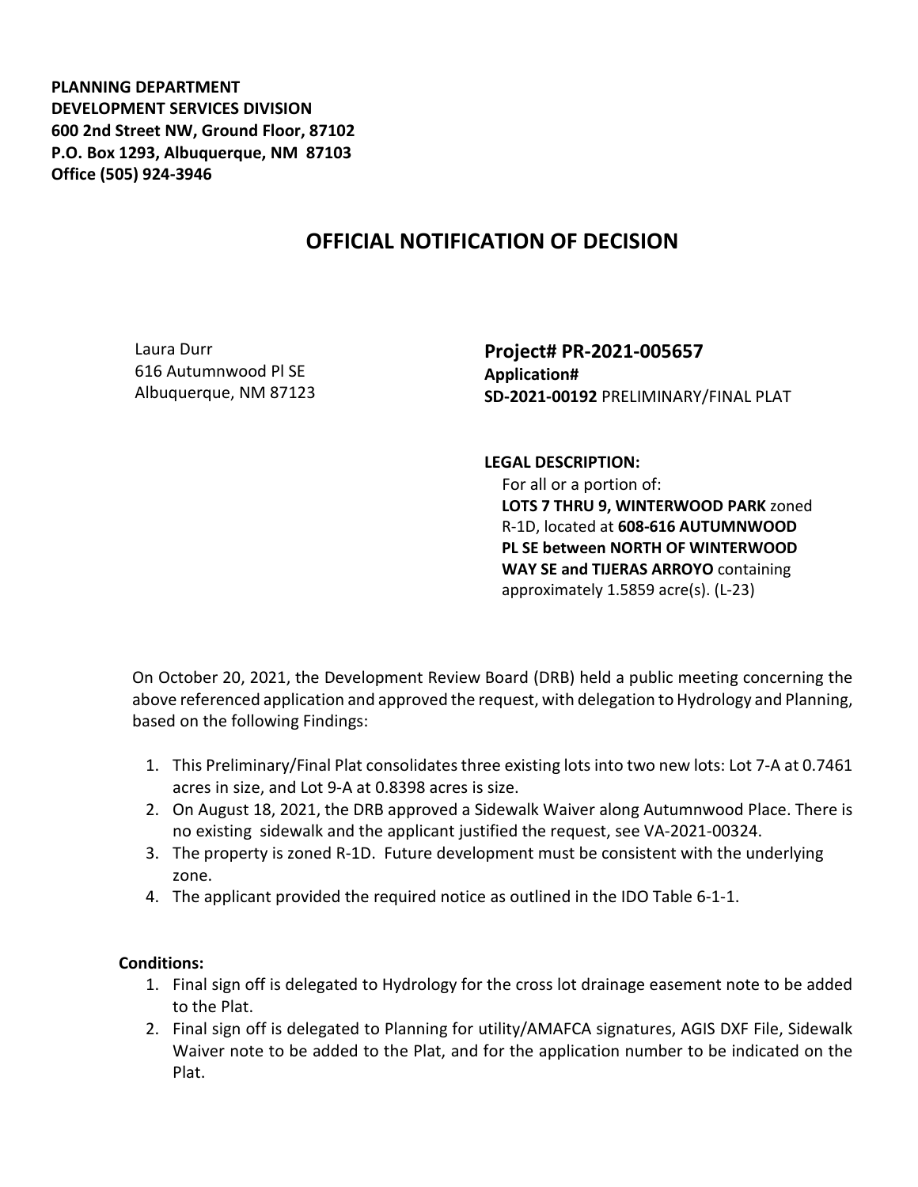**PLANNING DEPARTMENT**
**DEVELOPMENT SERVICES DIVISION**
**600 2nd Street NW, Ground Floor, 87102**
**P.O. Box 1293, Albuquerque, NM 87103**
**Office (505) 924-3946**

# OFFICIAL NOTIFICATION OF DECISION

Laura Durr
616 Autumnwood Pl SE
Albuquerque, NM 87123

**Project# PR-2021-005657**
**Application#**
**SD-2021-00192** PRELIMINARY/FINAL PLAT

**LEGAL DESCRIPTION:**
For all or a portion of:
**LOTS 7 THRU 9, WINTERWOOD PARK** zoned R-1D, located at **608-616 AUTUMNWOOD PL SE between NORTH OF WINTERWOOD WAY SE and TIJERAS ARROYO** containing approximately 1.5859 acre(s). (L-23)

On October 20, 2021, the Development Review Board (DRB) held a public meeting concerning the above referenced application and approved the request, with delegation to Hydrology and Planning, based on the following Findings:

1. This Preliminary/Final Plat consolidates three existing lots into two new lots: Lot 7-A at 0.7461 acres in size, and Lot 9-A at 0.8398 acres is size.
2. On August 18, 2021, the DRB approved a Sidewalk Waiver along Autumnwood Place. There is no existing sidewalk and the applicant justified the request, see VA-2021-00324.
3. The property is zoned R-1D. Future development must be consistent with the underlying zone.
4. The applicant provided the required notice as outlined in the IDO Table 6-1-1.

**Conditions:**

1. Final sign off is delegated to Hydrology for the cross lot drainage easement note to be added to the Plat.
2. Final sign off is delegated to Planning for utility/AMAFCA signatures, AGIS DXF File, Sidewalk Waiver note to be added to the Plat, and for the application number to be indicated on the Plat.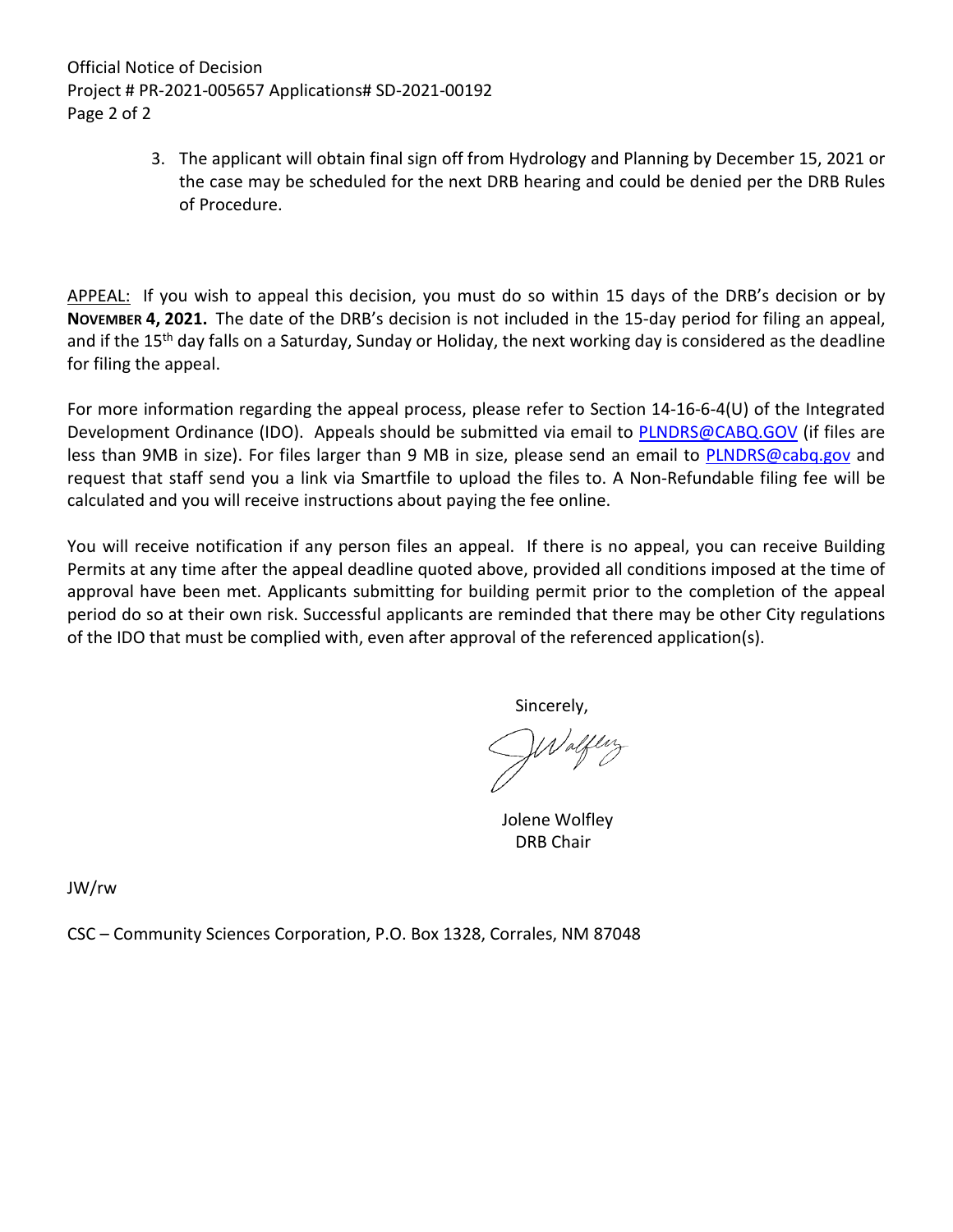3. The applicant will obtain final sign off from Hydrology and Planning by December 15, 2021 or the case may be scheduled for the next DRB hearing and could be denied per the DRB Rules of Procedure.

APPEAL: If you wish to appeal this decision, you must do so within 15 days of the DRB's decision or by **NOVEMBER 4, 2021.** The date of the DRB's decision is not included in the 15-day period for filing an appeal, and if the 15th day falls on a Saturday, Sunday or Holiday, the next working day is considered as the deadline for filing the appeal.

For more information regarding the appeal process, please refer to Section 14-16-6-4(U) of the Integrated Development Ordinance (IDO). Appeals should be submitted via email to PLNDRS@CABQ.GOV (if files are less than 9MB in size). For files larger than 9 MB in size, please send an email to PLNDRS@cabq.gov and request that staff send you a link via Smartfile to upload the files to. A Non-Refundable filing fee will be calculated and you will receive instructions about paying the fee online.

You will receive notification if any person files an appeal. If there is no appeal, you can receive Building Permits at any time after the appeal deadline quoted above, provided all conditions imposed at the time of approval have been met. Applicants submitting for building permit prior to the completion of the appeal period do so at their own risk. Successful applicants are reminded that there may be other City regulations of the IDO that must be complied with, even after approval of the referenced application(s).

Sincerely,

Jolene Wolfley
DRB Chair

JW/rw

CSC – Community Sciences Corporation, P.O. Box 1328, Corrales, NM 87048